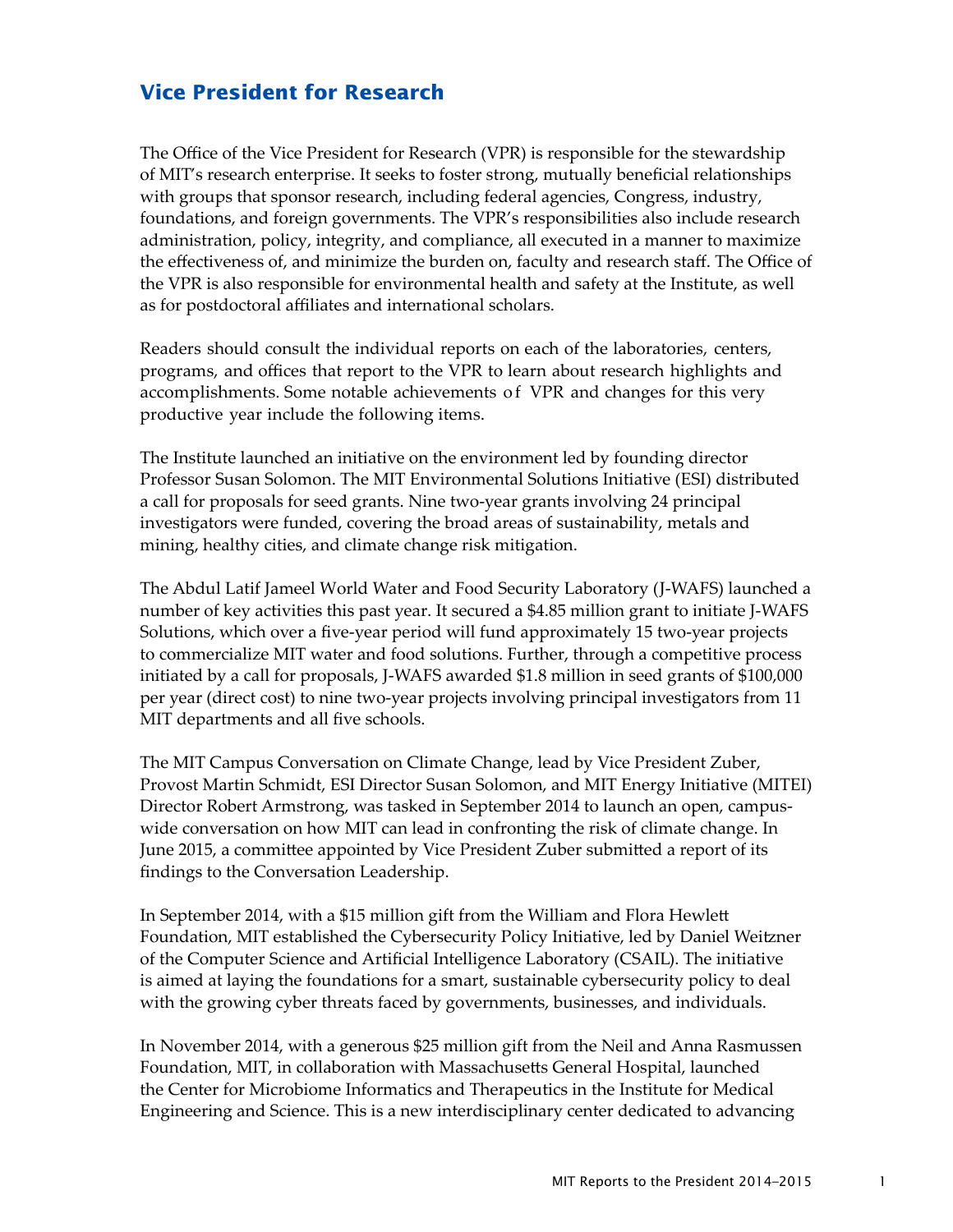## Vice President for Research

The Office of the Vice President for Research (VPR) is responsible for the stewardship of MIT's research enterprise. It seeks to foster strong, mutually beneficial relationships with groups that sponsor research, including federal agencies, Congress, industry, foundations, and foreign governments. The VPR's responsibilities also include research administration, policy, integrity, and compliance, all executed in a manner to maximize the effectiveness of, and minimize the burden on, faculty and research staff. The Office of the VPR is also responsible for environmental health and safety at the Institute, as well as for postdoctoral affiliates and international scholars.

Readers should consult the individual reports on each of the laboratories, centers, programs, and offices that report to the VPR to learn about research highlights and accomplishments. Some notable achievements of VPR and changes for this very productive year include the following items.

The Institute launched an initiative on the environment led by founding director Professor Susan Solomon. The MIT Environmental Solutions Initiative (ESI) distributed a call for proposals for seed grants. Nine two-year grants involving 24 principal investigators were funded, covering the broad areas of sustainability, metals and mining, healthy cities, and climate change risk mitigation.

The Abdul Latif Jameel World Water and Food Security Laboratory (J-WAFS) launched a number of key activities this past year. It secured a $4.85 million grant to initiate J-WAFS Solutions, which over a five-year period will fund approximately 15 two-year projects to commercialize MIT water and food solutions. Further, through a competitive process initiated by a call for proposals, J-WAFS awarded $1.8 million in seed grants of $100,000 per year (direct cost) to nine two-year projects involving principal investigators from 11 MIT departments and all five schools.

The MIT Campus Conversation on Climate Change, lead by Vice President Zuber, Provost Martin Schmidt, ESI Director Susan Solomon, and MIT Energy Initiative (MITEI) Director Robert Armstrong, was tasked in September 2014 to launch an open, campus-wide conversation on how MIT can lead in confronting the risk of climate change. In June 2015, a committee appointed by Vice President Zuber submitted a report of its findings to the Conversation Leadership.

In September 2014, with a $15 million gift from the William and Flora Hewlett Foundation, MIT established the Cybersecurity Policy Initiative, led by Daniel Weitzner of the Computer Science and Artificial Intelligence Laboratory (CSAIL). The initiative is aimed at laying the foundations for a smart, sustainable cybersecurity policy to deal with the growing cyber threats faced by governments, businesses, and individuals.

In November 2014, with a generous $25 million gift from the Neil and Anna Rasmussen Foundation, MIT, in collaboration with Massachusetts General Hospital, launched the Center for Microbiome Informatics and Therapeutics in the Institute for Medical Engineering and Science. This is a new interdisciplinary center dedicated to advancing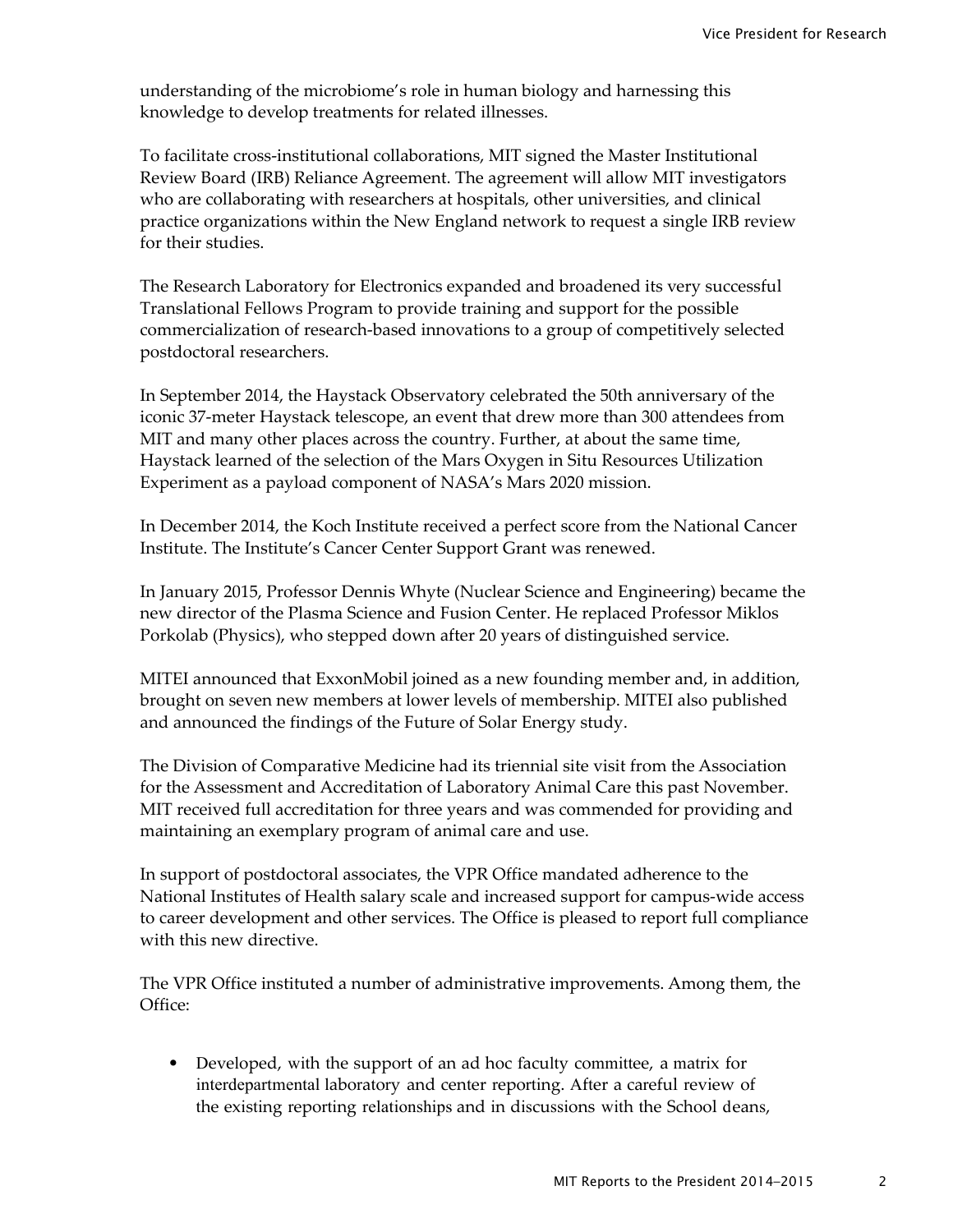understanding of the microbiome's role in human biology and harnessing this knowledge to develop treatments for related illnesses.

To facilitate cross-institutional collaborations, MIT signed the Master Institutional Review Board (IRB) Reliance Agreement. The agreement will allow MIT investigators who are collaborating with researchers at hospitals, other universities, and clinical practice organizations within the New England network to request a single IRB review for their studies.

The Research Laboratory for Electronics expanded and broadened its very successful Translational Fellows Program to provide training and support for the possible commercialization of research-based innovations to a group of competitively selected postdoctoral researchers.

In September 2014, the Haystack Observatory celebrated the 50th anniversary of the iconic 37-meter Haystack telescope, an event that drew more than 300 attendees from MIT and many other places across the country. Further, at about the same time, Haystack learned of the selection of the Mars Oxygen in Situ Resources Utilization Experiment as a payload component of NASA's Mars 2020 mission.

In December 2014, the Koch Institute received a perfect score from the National Cancer Institute. The Institute's Cancer Center Support Grant was renewed.

In January 2015, Professor Dennis Whyte (Nuclear Science and Engineering) became the new director of the Plasma Science and Fusion Center. He replaced Professor Miklos Porkolab (Physics), who stepped down after 20 years of distinguished service.

MITEI announced that ExxonMobil joined as a new founding member and, in addition, brought on seven new members at lower levels of membership. MITEI also published and announced the findings of the Future of Solar Energy study.

The Division of Comparative Medicine had its triennial site visit from the Association for the Assessment and Accreditation of Laboratory Animal Care this past November. MIT received full accreditation for three years and was commended for providing and maintaining an exemplary program of animal care and use.

In support of postdoctoral associates, the VPR Office mandated adherence to the National Institutes of Health salary scale and increased support for campus-wide access to career development and other services. The Office is pleased to report full compliance with this new directive.

The VPR Office instituted a number of administrative improvements. Among them, the Office:

- Developed, with the support of an ad hoc faculty committee, a matrix for interdepartmental laboratory and center reporting. After a careful review of the existing reporting relationships and in discussions with the School deans,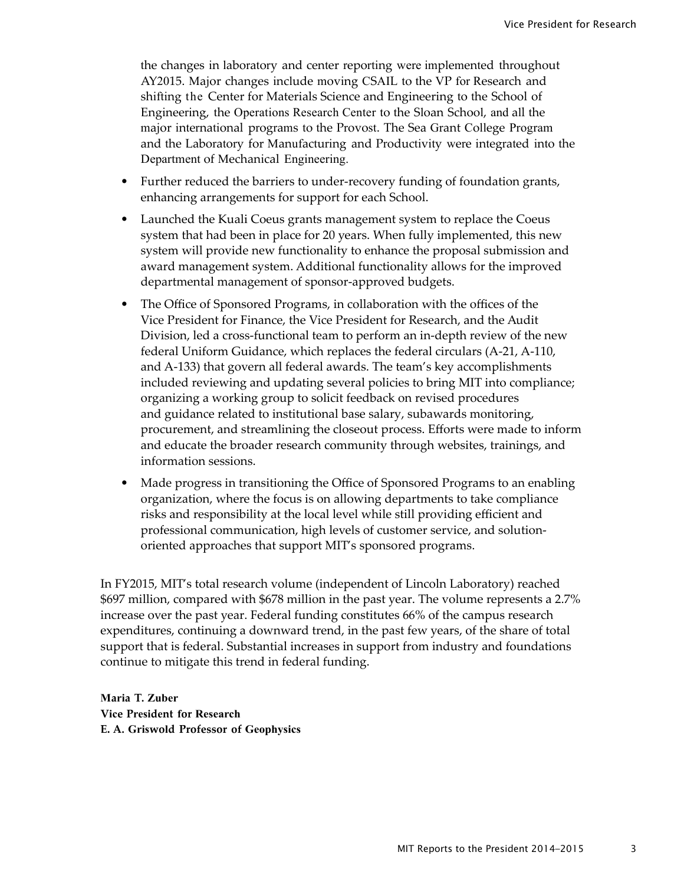the changes in laboratory and center reporting were implemented throughout AY2015. Major changes include moving CSAIL to the VP for Research and shifting the Center for Materials Science and Engineering to the School of Engineering, the Operations Research Center to the Sloan School, and all the major international programs to the Provost. The Sea Grant College Program and the Laboratory for Manufacturing and Productivity were integrated into the Department of Mechanical Engineering.

- Further reduced the barriers to under-recovery funding of foundation grants, enhancing arrangements for support for each School.
- Launched the Kuali Coeus grants management system to replace the Coeus system that had been in place for 20 years. When fully implemented, this new system will provide new functionality to enhance the proposal submission and award management system. Additional functionality allows for the improved departmental management of sponsor-approved budgets.
- The Office of Sponsored Programs, in collaboration with the offices of the Vice President for Finance, the Vice President for Research, and the Audit Division, led a cross-functional team to perform an in-depth review of the new federal Uniform Guidance, which replaces the federal circulars (A-21, A-110, and A-133) that govern all federal awards. The team's key accomplishments included reviewing and updating several policies to bring MIT into compliance; organizing a working group to solicit feedback on revised procedures and guidance related to institutional base salary, subawards monitoring, procurement, and streamlining the closeout process. Efforts were made to inform and educate the broader research community through websites, trainings, and information sessions.
- Made progress in transitioning the Office of Sponsored Programs to an enabling organization, where the focus is on allowing departments to take compliance risks and responsibility at the local level while still providing efficient and professional communication, high levels of customer service, and solution-oriented approaches that support MIT's sponsored programs.

In FY2015, MIT's total research volume (independent of Lincoln Laboratory) reached $697 million, compared with $678 million in the past year. The volume represents a 2.7% increase over the past year. Federal funding constitutes 66% of the campus research expenditures, continuing a downward trend, in the past few years, of the share of total support that is federal. Substantial increases in support from industry and foundations continue to mitigate this trend in federal funding.

**Maria T. Zuber**
**Vice President for Research**
**E. A. Griswold Professor of Geophysics**